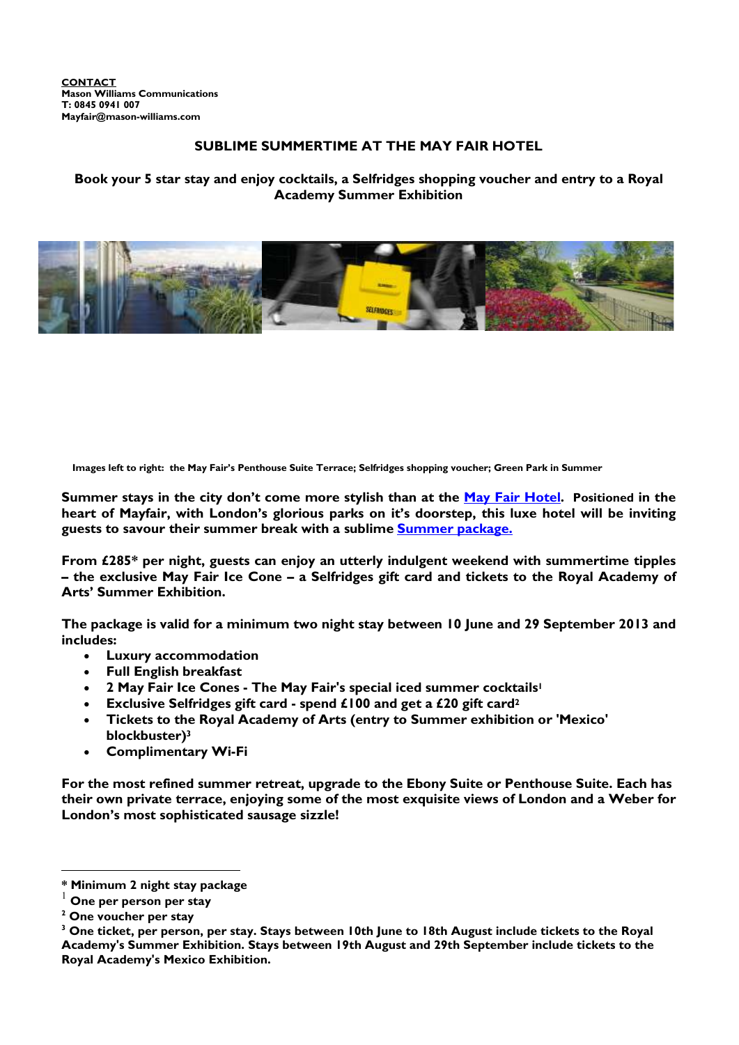**CONTACT**
**Mason Williams Communications**
**T: 0845 0941 007**
**Mayfair@mason-williams.com**

# SUBLIME SUMMERTIME AT THE MAY FAIR HOTEL

## Book your 5 star stay and enjoy cocktails, a Selfridges shopping voucher and entry to a Royal Academy Summer Exhibition

**Images left to right: the May Fair's Penthouse Suite Terrace; Selfridges shopping voucher; Green Park in Summer**

**Summer stays in the city don't come more stylish than at the May Fair Hotel. Positioned in the heart of Mayfair, with London's glorious parks on it's doorstep, this luxe hotel will be inviting guests to savour their summer break with a sublime Summer package.**

**From £285* per night, guests can enjoy an utterly indulgent weekend with summertime tipples – the exclusive May Fair Ice Cone – a Selfridges gift card and tickets to the Royal Academy of Arts' Summer Exhibition.**

**The package is valid for a minimum two night stay between 10 June and 29 September 2013 and includes:**

- **Luxury accommodation**
- **Full English breakfast**
- **2 May Fair Ice Cones - The May Fair's special iced summer cocktails[1]**
- **Exclusive Selfridges gift card - spend £100 and get a £20 gift card[2]**
- **Tickets to the Royal Academy of Arts (entry to Summer exhibition or 'Mexico' blockbuster)[3]**
- **Complimentary Wi-Fi**

**For the most refined summer retreat, upgrade to the Ebony Suite or Penthouse Suite. Each has their own private terrace, enjoying some of the most exquisite views of London and a Weber for London's most sophisticated sausage sizzle!**

---

**\* Minimum 2 night stay package**
**[1] One per person per stay**
**[2] One voucher per stay**
**[3] One ticket, per person, per stay. Stays between 10th June to 18th August include tickets to the Royal Academy's Summer Exhibition. Stays between 19th August and 29th September include tickets to the Royal Academy's Mexico Exhibition.**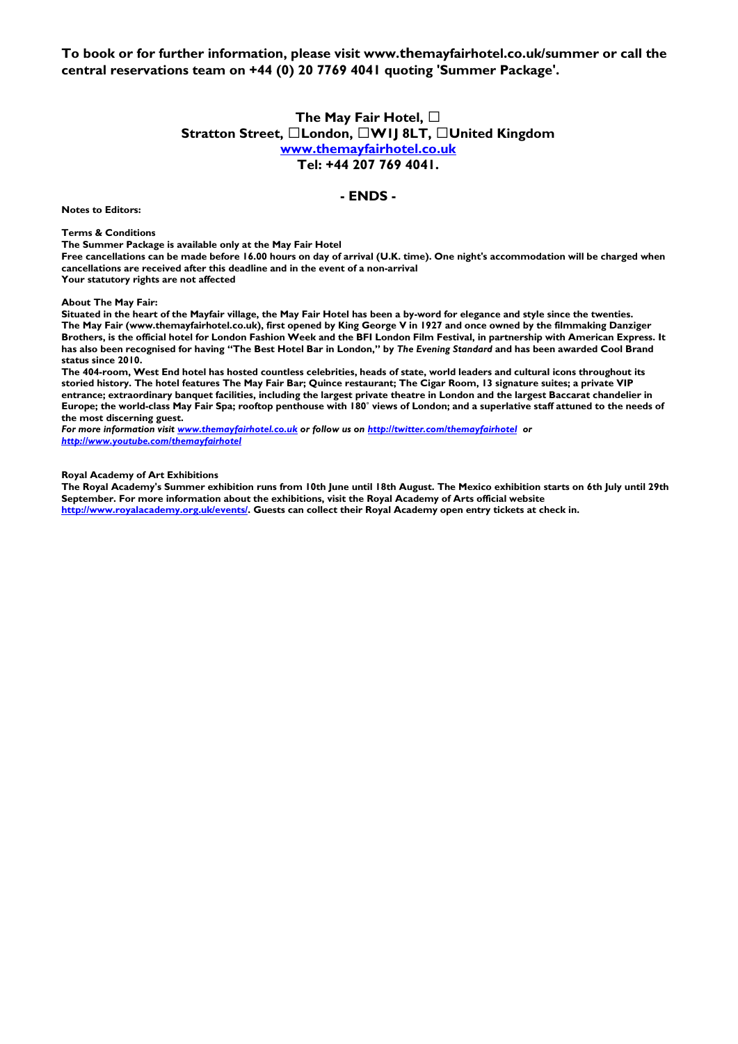**To book or for further information, please visit www.themayfairhotel.co.uk/summer or call the central reservations team on +44 (0) 20 7769 4041 quoting 'Summer Package'.**

**The May Fair Hotel, □**
**Stratton Street, □London, □W1J 8LT, □United Kingdom**
**[www.themayfairhotel.co.uk](http://www.themayfairhotel.co.uk)**
**Tel: +44 207 769 4041.**

**- ENDS -**

**Notes to Editors:**

**Terms & Conditions**
**The Summer Package is available only at the May Fair Hotel**
**Free cancellations can be made before 16.00 hours on day of arrival (U.K. time). One night's accommodation will be charged when cancellations are received after this deadline and in the event of a non-arrival**
**Your statutory rights are not affected**

**About The May Fair:**
**Situated in the heart of the Mayfair village, the May Fair Hotel has been a by-word for elegance and style since the twenties. The May Fair (www.themayfairhotel.co.uk), first opened by King George V in 1927 and once owned by the filmmaking Danziger Brothers, is the official hotel for London Fashion Week and the BFI London Film Festival, in partnership with American Express. It has also been recognised for having "The Best Hotel Bar in London," by *The Evening Standard* and has been awarded Cool Brand status since 2010.**
**The 404-room, West End hotel has hosted countless celebrities, heads of state, world leaders and cultural icons throughout its storied history. The hotel features The May Fair Bar; Quince restaurant; The Cigar Room, 13 signature suites; a private VIP entrance; extraordinary banquet facilities, including the largest private theatre in London and the largest Baccarat chandelier in Europe; the world-class May Fair Spa; rooftop penthouse with 180° views of London; and a superlative staff attuned to the needs of the most discerning guest.**
***For more information visit [www.themayfairhotel.co.uk](http://www.themayfairhotel.co.uk) or follow us on [http://twitter.com/themayfairhotel](http://twitter.com/themayfairhotel) or [http://www.youtube.com/themayfairhotel](http://www.youtube.com/themayfairhotel)***

**Royal Academy of Art Exhibitions**
**The Royal Academy's Summer exhibition runs from 10th June until 18th August. The Mexico exhibition starts on 6th July until 29th September. For more information about the exhibitions, visit the Royal Academy of Arts official website [http://www.royalacademy.org.uk/events/](http://www.royalacademy.org.uk/events/). Guests can collect their Royal Academy open entry tickets at check in.**